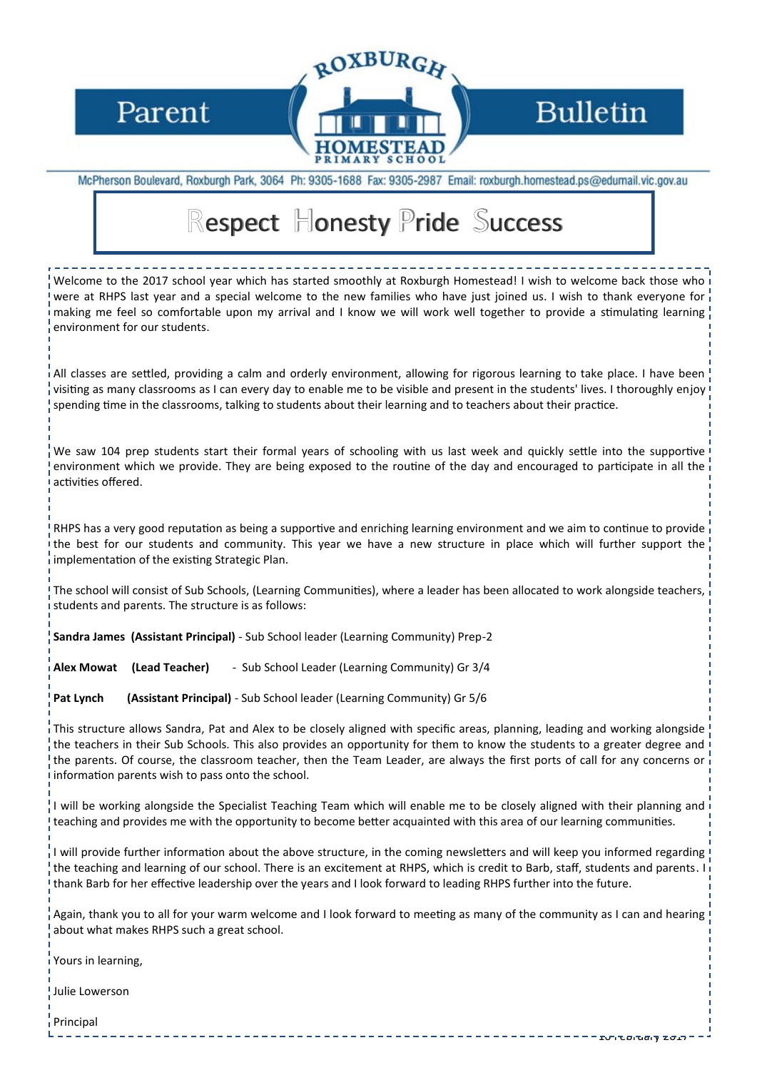# Parent Bulletin

**ROXBURGH HOMESTEAD PRIMARY SCHOOL**

McPherson Boulevard, Roxburgh Park, 3064 Ph: 9305-1688 Fax: 9305-2987 Email: roxburgh.homestead.ps@edumail.vic.gov.au

## Respect Honesty Pride Success

Welcome to the 2017 school year which has started smoothly at Roxburgh Homestead! I wish to welcome back those who were at RHPS last year and a special welcome to the new families who have just joined us. I wish to thank everyone for making me feel so comfortable upon my arrival and I know we will work well together to provide a stimulating learning environment for our students.

All classes are settled, providing a calm and orderly environment, allowing for rigorous learning to take place. I have been visiting as many classrooms as I can every day to enable me to be visible and present in the students' lives. I thoroughly enjoy spending time in the classrooms, talking to students about their learning and to teachers about their practice.

We saw 104 prep students start their formal years of schooling with us last week and quickly settle into the supportive environment which we provide. They are being exposed to the routine of the day and encouraged to participate in all the activities offered.

RHPS has a very good reputation as being a supportive and enriching learning environment and we aim to continue to provide the best for our students and community. This year we have a new structure in place which will further support the implementation of the existing Strategic Plan.

The school will consist of Sub Schools, (Learning Communities), where a leader has been allocated to work alongside teachers, students and parents. The structure is as follows:

**Sandra James (Assistant Principal)** - Sub School leader (Learning Community) Prep-2

**Alex Mowat (Lead Teacher)** - Sub School Leader (Learning Community) Gr 3/4

**Pat Lynch (Assistant Principal)** - Sub School leader (Learning Community) Gr 5/6

This structure allows Sandra, Pat and Alex to be closely aligned with specific areas, planning, leading and working alongside the teachers in their Sub Schools. This also provides an opportunity for them to know the students to a greater degree and the parents. Of course, the classroom teacher, then the Team Leader, are always the first ports of call for any concerns or information parents wish to pass onto the school.

I will be working alongside the Specialist Teaching Team which will enable me to be closely aligned with their planning and teaching and provides me with the opportunity to become better acquainted with this area of our learning communities.

I will provide further information about the above structure, in the coming newsletters and will keep you informed regarding the teaching and learning of our school. There is an excitement at RHPS, which is credit to Barb, staff, students and parents. I thank Barb for her effective leadership over the years and I look forward to leading RHPS further into the future.

Again, thank you to all for your warm welcome and I look forward to meeting as many of the community as I can and hearing about what makes RHPS such a great school.

Yours in learning,

Julie Lowerson

Principal

10 February 2017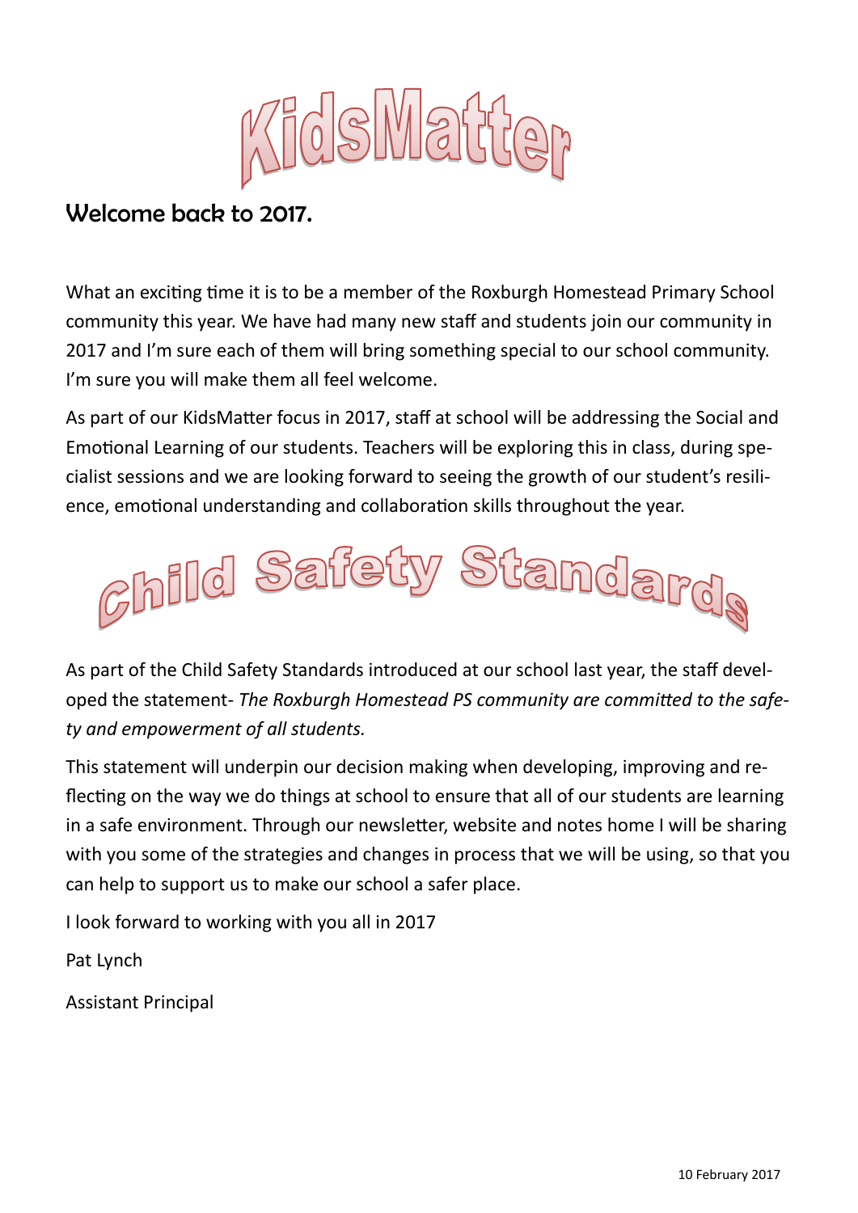# KidsMatter

## Welcome back to 2017.

What an exciting time it is to be a member of the Roxburgh Homestead Primary School community this year. We have had many new staff and students join our community in 2017 and I'm sure each of them will bring something special to our school community. I'm sure you will make them all feel welcome.

As part of our KidsMatter focus in 2017, staff at school will be addressing the Social and Emotional Learning of our students. Teachers will be exploring this in class, during specialist sessions and we are looking forward to seeing the growth of our student's resilience, emotional understanding and collaboration skills throughout the year.

# Child Safety Standards

As part of the Child Safety Standards introduced at our school last year, the staff developed the statement- *The Roxburgh Homestead PS community are committed to the safety and empowerment of all students.*

This statement will underpin our decision making when developing, improving and reflecting on the way we do things at school to ensure that all of our students are learning in a safe environment. Through our newsletter, website and notes home I will be sharing with you some of the strategies and changes in process that we will be using, so that you can help to support us to make our school a safer place.

I look forward to working with you all in 2017

Pat Lynch

Assistant Principal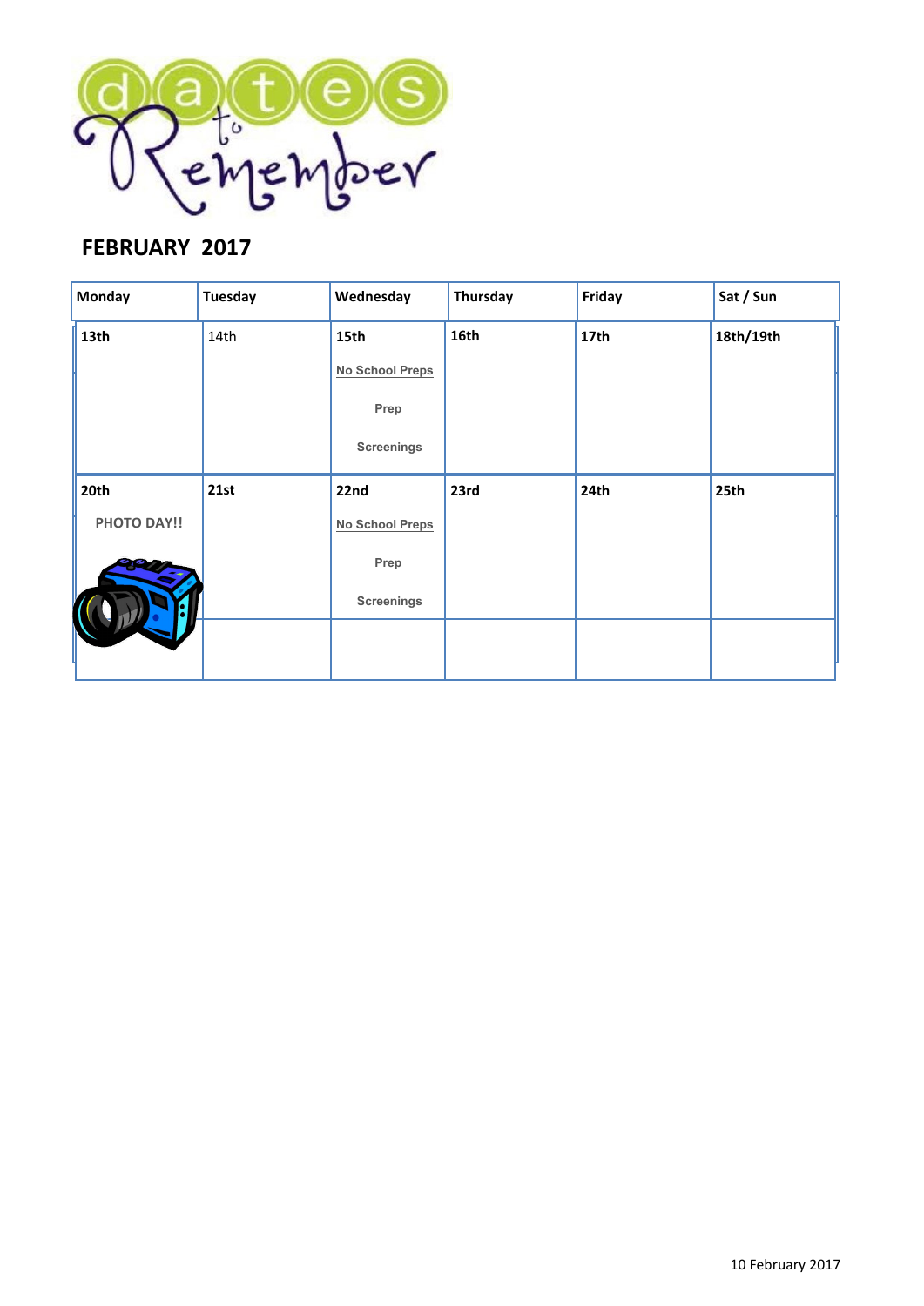# Dates to Remember

## FEBRUARY 2017

| Monday | Tuesday | Wednesday | Thursday | Friday | Sat / Sun |
|---|---|---|---|---|---|
| **13th** | 14th | **15th**<br>No School Preps<br>Prep<br>Screenings | **16th** | **17th** | **18th/19th** |
| **20th**<br>PHOTO DAY!! | **21st** | **22nd**<br>No School Preps<br>Prep<br>Screenings | **23rd** | **24th** | **25th** |
| | | | | | |

10 February 2017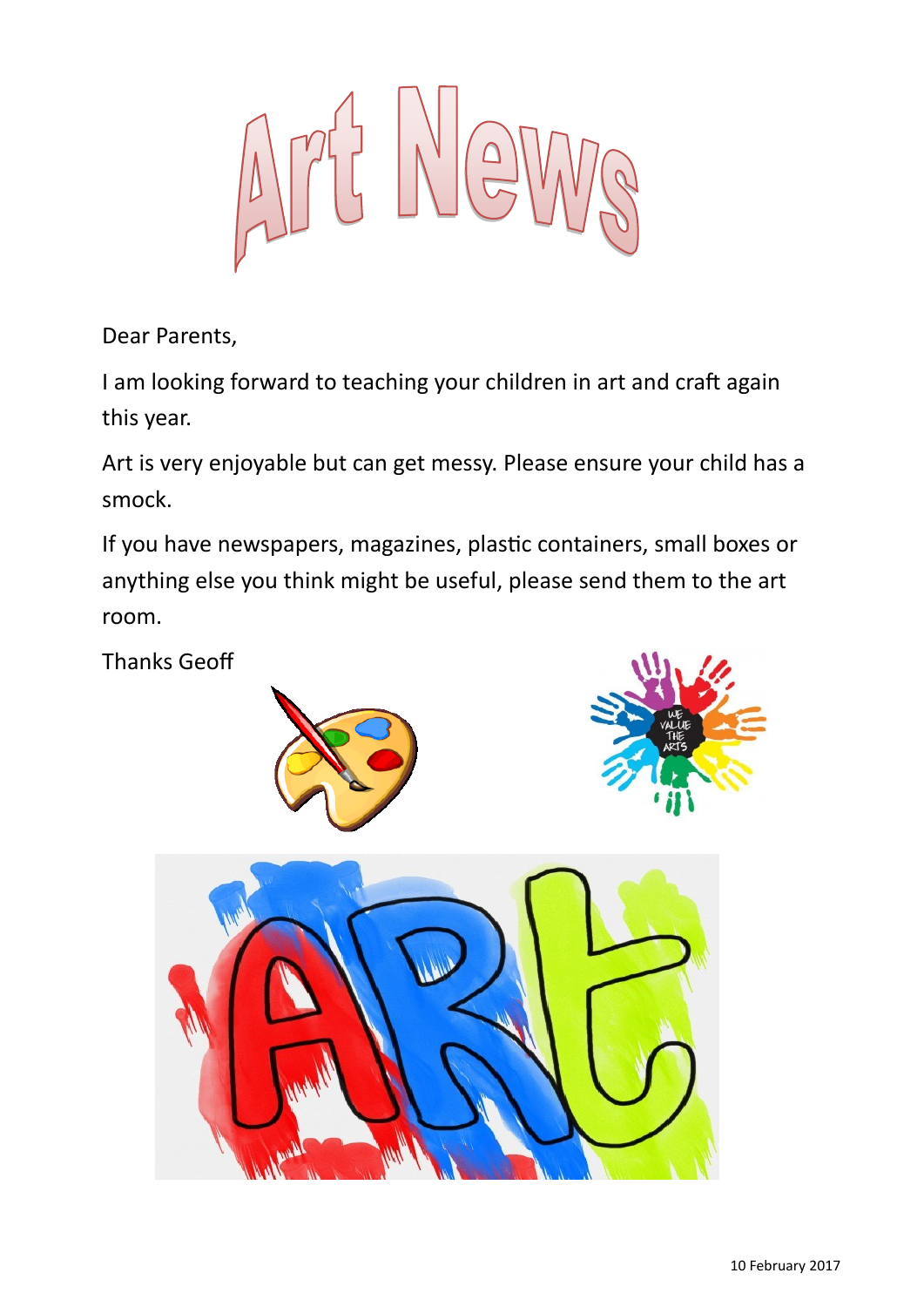# Art News

Dear Parents,

I am looking forward to teaching your children in art and craft again this year.

Art is very enjoyable but can get messy. Please ensure your child has a smock.

If you have newspapers, magazines, plastic containers, small boxes or anything else you think might be useful, please send them to the art room.

Thanks Geoff

10 February 2017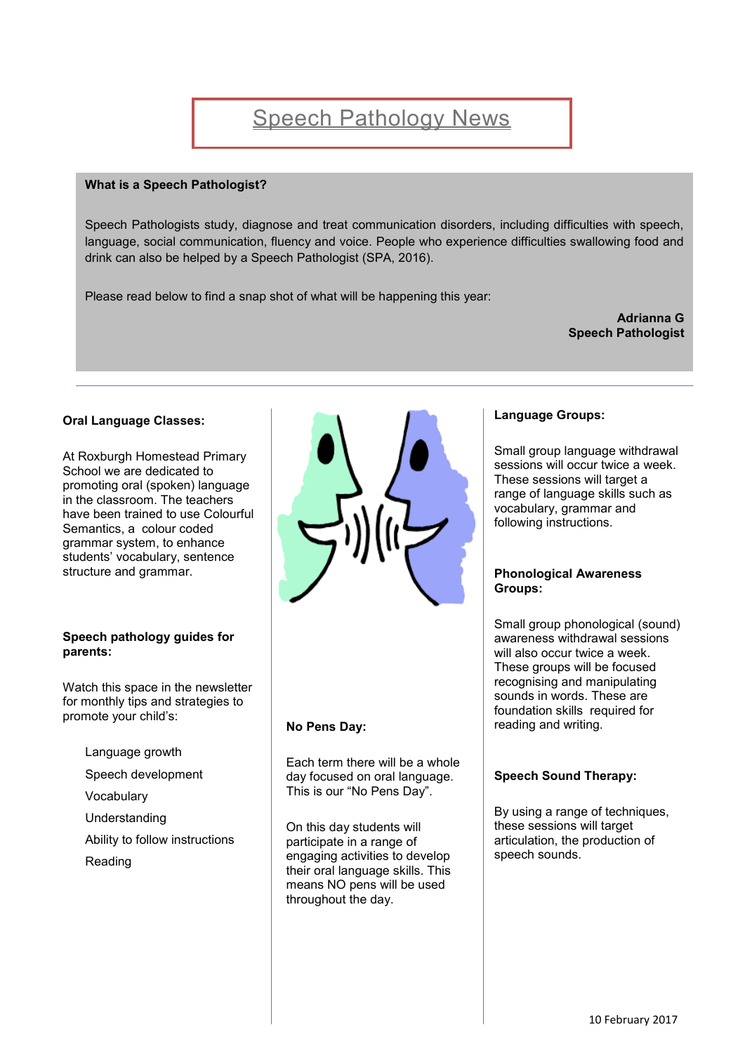# Speech Pathology News

**What is a Speech Pathologist?**

Speech Pathologists study, diagnose and treat communication disorders, including difficulties with speech, language, social communication, fluency and voice. People who experience difficulties swallowing food and drink can also be helped by a Speech Pathologist (SPA, 2016).

Please read below to find a snap shot of what will be happening this year:

**Adrianna G**
**Speech Pathologist**

---

**Oral Language Classes:**

At Roxburgh Homestead Primary School we are dedicated to promoting oral (spoken) language in the classroom. The teachers have been trained to use Colourful Semantics, a colour coded grammar system, to enhance students' vocabulary, sentence structure and grammar.

**Speech pathology guides for parents:**

Watch this space in the newsletter for monthly tips and strategies to promote your child's:

- Language growth
- Speech development
- Vocabulary
- Understanding
- Ability to follow instructions
- Reading

**No Pens Day:**

Each term there will be a whole day focused on oral language. This is our "No Pens Day".

On this day students will participate in a range of engaging activities to develop their oral language skills. This means NO pens will be used throughout the day.

**Language Groups:**

Small group language withdrawal sessions will occur twice a week. These sessions will target a range of language skills such as vocabulary, grammar and following instructions.

**Phonological Awareness Groups:**

Small group phonological (sound) awareness withdrawal sessions will also occur twice a week. These groups will be focused recognising and manipulating sounds in words. These are foundation skills required for reading and writing.

**Speech Sound Therapy:**

By using a range of techniques, these sessions will target articulation, the production of speech sounds.

10 February 2017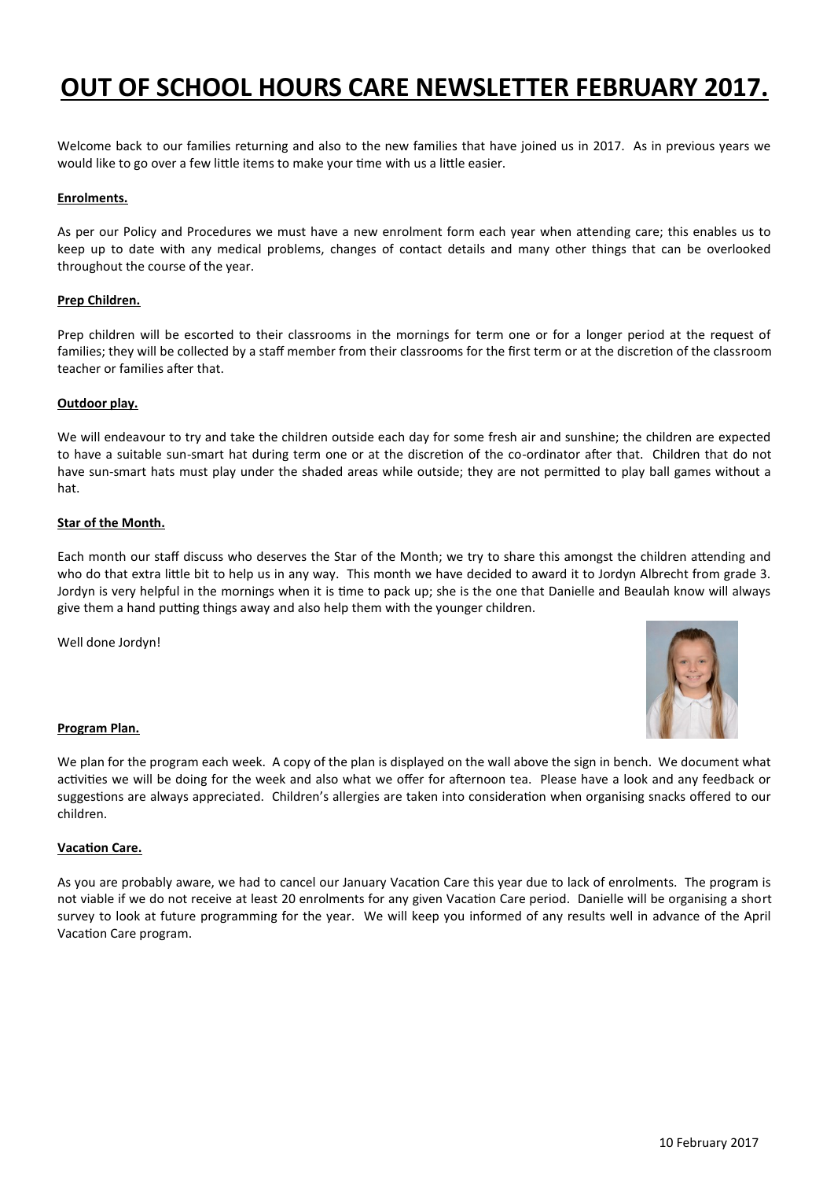# OUT OF SCHOOL HOURS CARE NEWSLETTER FEBRUARY 2017.

Welcome back to our families returning and also to the new families that have joined us in 2017. As in previous years we would like to go over a few little items to make your time with us a little easier.

**Enrolments.**

As per our Policy and Procedures we must have a new enrolment form each year when attending care; this enables us to keep up to date with any medical problems, changes of contact details and many other things that can be overlooked throughout the course of the year.

**Prep Children.**

Prep children will be escorted to their classrooms in the mornings for term one or for a longer period at the request of families; they will be collected by a staff member from their classrooms for the first term or at the discretion of the classroom teacher or families after that.

**Outdoor play.**

We will endeavour to try and take the children outside each day for some fresh air and sunshine; the children are expected to have a suitable sun-smart hat during term one or at the discretion of the co-ordinator after that. Children that do not have sun-smart hats must play under the shaded areas while outside; they are not permitted to play ball games without a hat.

**Star of the Month.**

Each month our staff discuss who deserves the Star of the Month; we try to share this amongst the children attending and who do that extra little bit to help us in any way. This month we have decided to award it to Jordyn Albrecht from grade 3. Jordyn is very helpful in the mornings when it is time to pack up; she is the one that Danielle and Beaulah know will always give them a hand putting things away and also help them with the younger children.

Well done Jordyn!

**Program Plan.**

We plan for the program each week. A copy of the plan is displayed on the wall above the sign in bench. We document what activities we will be doing for the week and also what we offer for afternoon tea. Please have a look and any feedback or suggestions are always appreciated. Children's allergies are taken into consideration when organising snacks offered to our children.

**Vacation Care.**

As you are probably aware, we had to cancel our January Vacation Care this year due to lack of enrolments. The program is not viable if we do not receive at least 20 enrolments for any given Vacation Care period. Danielle will be organising a short survey to look at future programming for the year. We will keep you informed of any results well in advance of the April Vacation Care program.

10 February 2017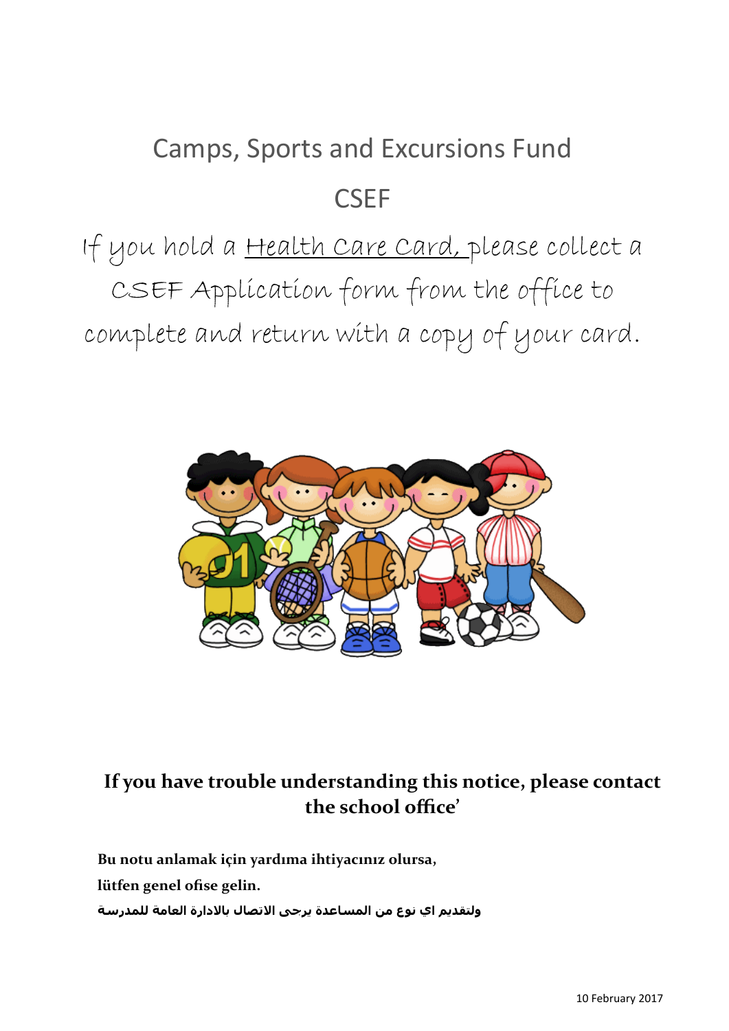# Camps, Sports and Excursions Fund

## CSEF

If you hold a Health Care Card, please collect a CSEF Application form from the office to complete and return with a copy of your card.

**If you have trouble understanding this notice, please contact the school office'**

**Bu notu anlamak için yardıma ihtiyacınız olursa,**

**lütfen genel ofise gelin.**

**ولتقديم اي نوع من المساعدة يرجى الاتصال بالادارة العامة للمدرسة**

10 February 2017